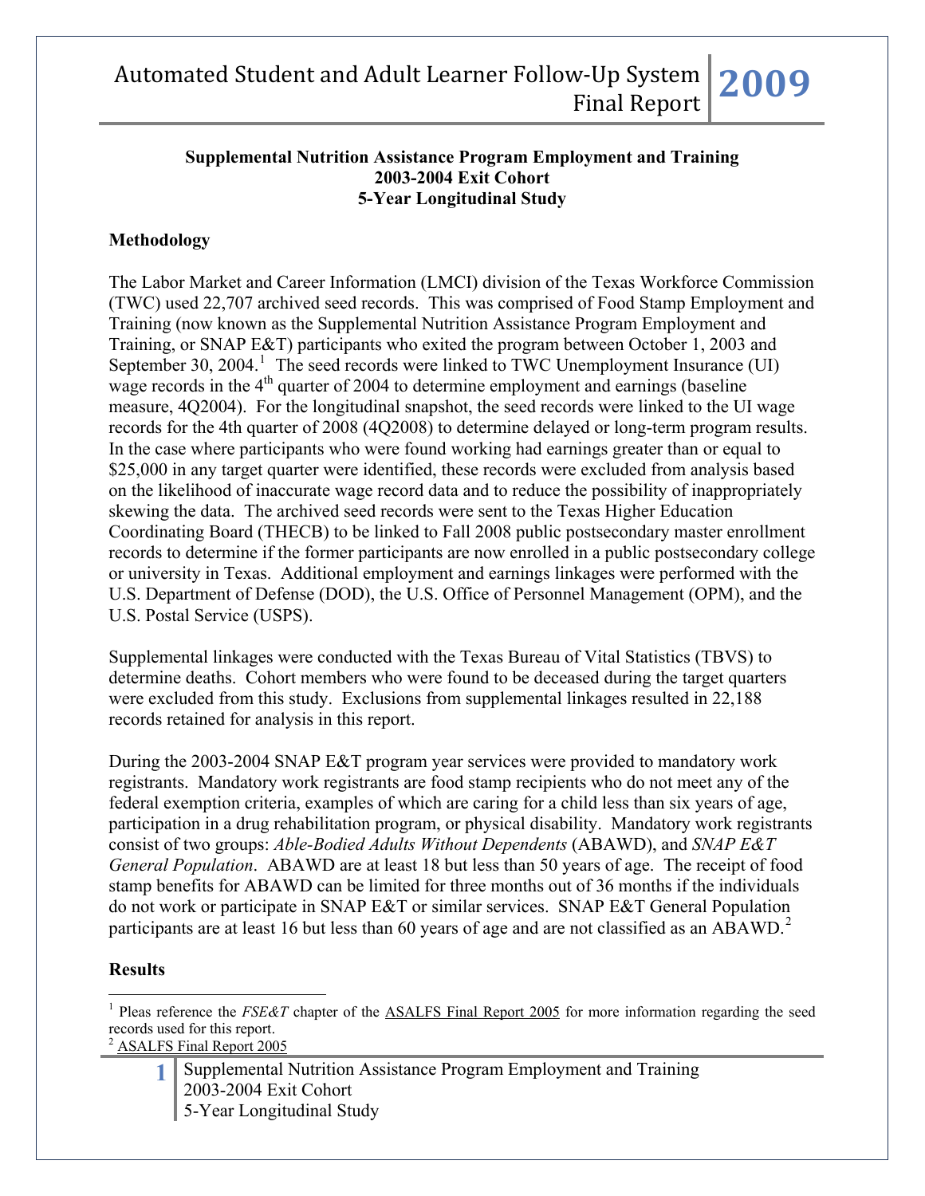**Supplemental Nutrition Assistance Program Employment and Training**
**2003-2004 Exit Cohort**
**5-Year Longitudinal Study**

## Methodology

The Labor Market and Career Information (LMCI) division of the Texas Workforce Commission (TWC) used 22,707 archived seed records. This was comprised of Food Stamp Employment and Training (now known as the Supplemental Nutrition Assistance Program Employment and Training, or SNAP E&T) participants who exited the program between October 1, 2003 and September 30, 2004.[1] The seed records were linked to TWC Unemployment Insurance (UI) wage records in the 4th quarter of 2004 to determine employment and earnings (baseline measure, 4Q2004). For the longitudinal snapshot, the seed records were linked to the UI wage records for the 4th quarter of 2008 (4Q2008) to determine delayed or long-term program results. In the case where participants who were found working had earnings greater than or equal to $25,000 in any target quarter were identified, these records were excluded from analysis based on the likelihood of inaccurate wage record data and to reduce the possibility of inappropriately skewing the data. The archived seed records were sent to the Texas Higher Education Coordinating Board (THECB) to be linked to Fall 2008 public postsecondary master enrollment records to determine if the former participants are now enrolled in a public postsecondary college or university in Texas. Additional employment and earnings linkages were performed with the U.S. Department of Defense (DOD), the U.S. Office of Personnel Management (OPM), and the U.S. Postal Service (USPS).

Supplemental linkages were conducted with the Texas Bureau of Vital Statistics (TBVS) to determine deaths. Cohort members who were found to be deceased during the target quarters were excluded from this study. Exclusions from supplemental linkages resulted in 22,188 records retained for analysis in this report.

During the 2003-2004 SNAP E&T program year services were provided to mandatory work registrants. Mandatory work registrants are food stamp recipients who do not meet any of the federal exemption criteria, examples of which are caring for a child less than six years of age, participation in a drug rehabilitation program, or physical disability. Mandatory work registrants consist of two groups: *Able-Bodied Adults Without Dependents* (ABAWD), and *SNAP E&T General Population*. ABAWD are at least 18 but less than 50 years of age. The receipt of food stamp benefits for ABAWD can be limited for three months out of 36 months if the individuals do not work or participate in SNAP E&T or similar services. SNAP E&T General Population participants are at least 16 but less than 60 years of age and are not classified as an ABAWD.[2]

## Results

---

[1] Pleas reference the *FSE&T* chapter of the ASALFS Final Report 2005 for more information regarding the seed records used for this report.

[2] ASALFS Final Report 2005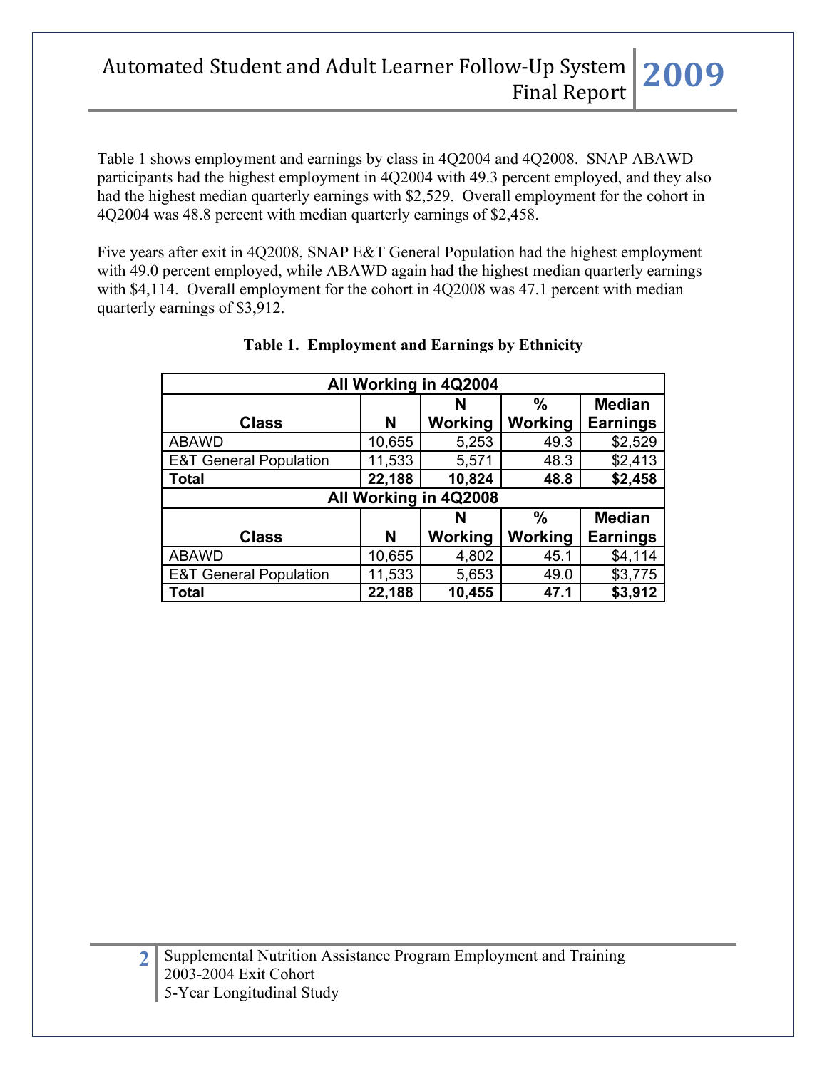Table 1 shows employment and earnings by class in 4Q2004 and 4Q2008. SNAP ABAWD participants had the highest employment in 4Q2004 with 49.3 percent employed, and they also had the highest median quarterly earnings with $2,529. Overall employment for the cohort in 4Q2004 was 48.8 percent with median quarterly earnings of $2,458.

Five years after exit in 4Q2008, SNAP E&T General Population had the highest employment with 49.0 percent employed, while ABAWD again had the highest median quarterly earnings with $4,114. Overall employment for the cohort in 4Q2008 was 47.1 percent with median quarterly earnings of $3,912.

**Table 1. Employment and Earnings by Ethnicity**

| All Working in 4Q2004 | | | | |
|---|---|---|---|---|
| **Class** | **N** | **N Working** | **% Working** | **Median Earnings** |
| ABAWD | 10,655 | 5,253 | 49.3 | $2,529 |
| E&T General Population | 11,533 | 5,571 | 48.3 | $2,413 |
| **Total** | **22,188** | **10,824** | **48.8** | **$2,458** |
| **All Working in 4Q2008** | | | | |
| **Class** | **N** | **N Working** | **% Working** | **Median Earnings** |
| ABAWD | 10,655 | 4,802 | 45.1 | $4,114 |
| E&T General Population | 11,533 | 5,653 | 49.0 | $3,775 |
| **Total** | **22,188** | **10,455** | **47.1** | **$3,912** |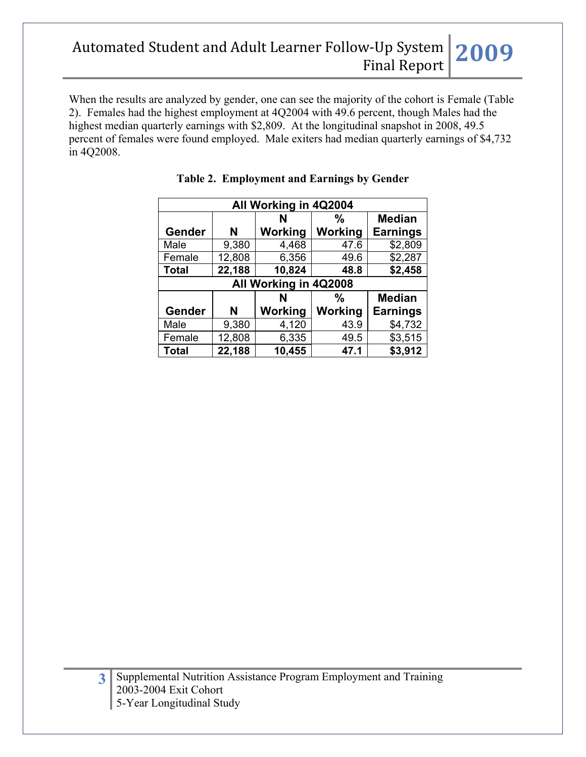When the results are analyzed by gender, one can see the majority of the cohort is Female (Table 2). Females had the highest employment at 4Q2004 with 49.6 percent, though Males had the highest median quarterly earnings with $2,809. At the longitudinal snapshot in 2008, 49.5 percent of females were found employed. Male exiters had median quarterly earnings of $4,732 in 4Q2008.

**Table 2. Employment and Earnings by Gender**

| All Working in 4Q2004 | | | | |
|---|---|---|---|---|
| **Gender** | **N** | **N Working** | **% Working** | **Median Earnings** |
| Male | 9,380 | 4,468 | 47.6 | $2,809 |
| Female | 12,808 | 6,356 | 49.6 | $2,287 |
| **Total** | **22,188** | **10,824** | **48.8** | **$2,458** |
| **All Working in 4Q2008** | | | | |
| **Gender** | **N** | **N Working** | **% Working** | **Median Earnings** |
| Male | 9,380 | 4,120 | 43.9 | $4,732 |
| Female | 12,808 | 6,335 | 49.5 | $3,515 |
| **Total** | **22,188** | **10,455** | **47.1** | **$3,912** |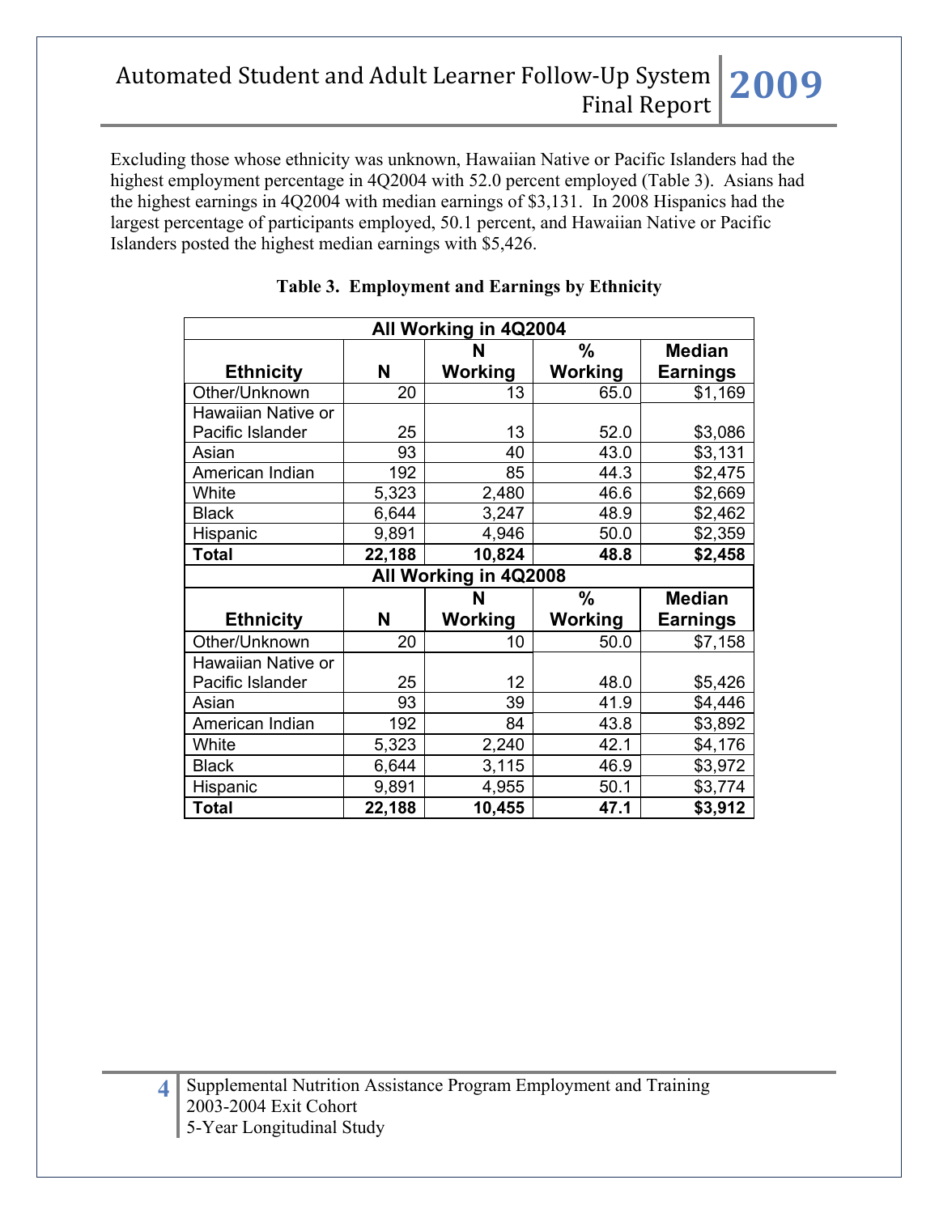Excluding those whose ethnicity was unknown, Hawaiian Native or Pacific Islanders had the highest employment percentage in 4Q2004 with 52.0 percent employed (Table 3). Asians had the highest earnings in 4Q2004 with median earnings of $3,131. In 2008 Hispanics had the largest percentage of participants employed, 50.1 percent, and Hawaiian Native or Pacific Islanders posted the highest median earnings with $5,426.

**Table 3. Employment and Earnings by Ethnicity**

| All Working in 4Q2004 | | | | |
|---|---|---|---|---|
| **Ethnicity** | **N** | **N Working** | **% Working** | **Median Earnings** |
| Other/Unknown | 20 | 13 | 65.0 | $1,169 |
| Hawaiian Native or Pacific Islander | 25 | 13 | 52.0 | $3,086 |
| Asian | 93 | 40 | 43.0 | $3,131 |
| American Indian | 192 | 85 | 44.3 | $2,475 |
| White | 5,323 | 2,480 | 46.6 | $2,669 |
| Black | 6,644 | 3,247 | 48.9 | $2,462 |
| Hispanic | 9,891 | 4,946 | 50.0 | $2,359 |
| **Total** | **22,188** | **10,824** | **48.8** | **$2,458** |
| **All Working in 4Q2008** | | | | |
| **Ethnicity** | **N** | **N Working** | **% Working** | **Median Earnings** |
| Other/Unknown | 20 | 10 | 50.0 | $7,158 |
| Hawaiian Native or Pacific Islander | 25 | 12 | 48.0 | $5,426 |
| Asian | 93 | 39 | 41.9 | $4,446 |
| American Indian | 192 | 84 | 43.8 | $3,892 |
| White | 5,323 | 2,240 | 42.1 | $4,176 |
| Black | 6,644 | 3,115 | 46.9 | $3,972 |
| Hispanic | 9,891 | 4,955 | 50.1 | $3,774 |
| **Total** | **22,188** | **10,455** | **47.1** | **$3,912** |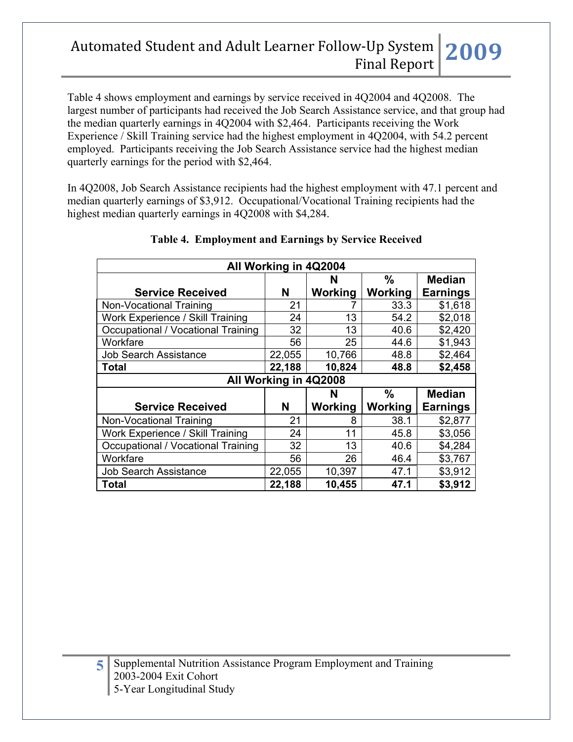Table 4 shows employment and earnings by service received in 4Q2004 and 4Q2008. The largest number of participants had received the Job Search Assistance service, and that group had the median quarterly earnings in 4Q2004 with $2,464. Participants receiving the Work Experience / Skill Training service had the highest employment in 4Q2004, with 54.2 percent employed. Participants receiving the Job Search Assistance service had the highest median quarterly earnings for the period with $2,464.

In 4Q2008, Job Search Assistance recipients had the highest employment with 47.1 percent and median quarterly earnings of $3,912. Occupational/Vocational Training recipients had the highest median quarterly earnings in 4Q2008 with $4,284.

**Table 4. Employment and Earnings by Service Received**

| All Working in 4Q2004 | | | | |
|---|---|---|---|---|
| **Service Received** | **N** | **N Working** | **% Working** | **Median Earnings** |
| Non-Vocational Training | 21 | 7 | 33.3 | $1,618 |
| Work Experience / Skill Training | 24 | 13 | 54.2 | $2,018 |
| Occupational / Vocational Training | 32 | 13 | 40.6 | $2,420 |
| Workfare | 56 | 25 | 44.6 | $1,943 |
| Job Search Assistance | 22,055 | 10,766 | 48.8 | $2,464 |
| **Total** | **22,188** | **10,824** | **48.8** | **$2,458** |
| **All Working in 4Q2008** | | | | |
| **Service Received** | **N** | **N Working** | **% Working** | **Median Earnings** |
| Non-Vocational Training | 21 | 8 | 38.1 | $2,877 |
| Work Experience / Skill Training | 24 | 11 | 45.8 | $3,056 |
| Occupational / Vocational Training | 32 | 13 | 40.6 | $4,284 |
| Workfare | 56 | 26 | 46.4 | $3,767 |
| Job Search Assistance | 22,055 | 10,397 | 47.1 | $3,912 |
| **Total** | **22,188** | **10,455** | **47.1** | **$3,912** |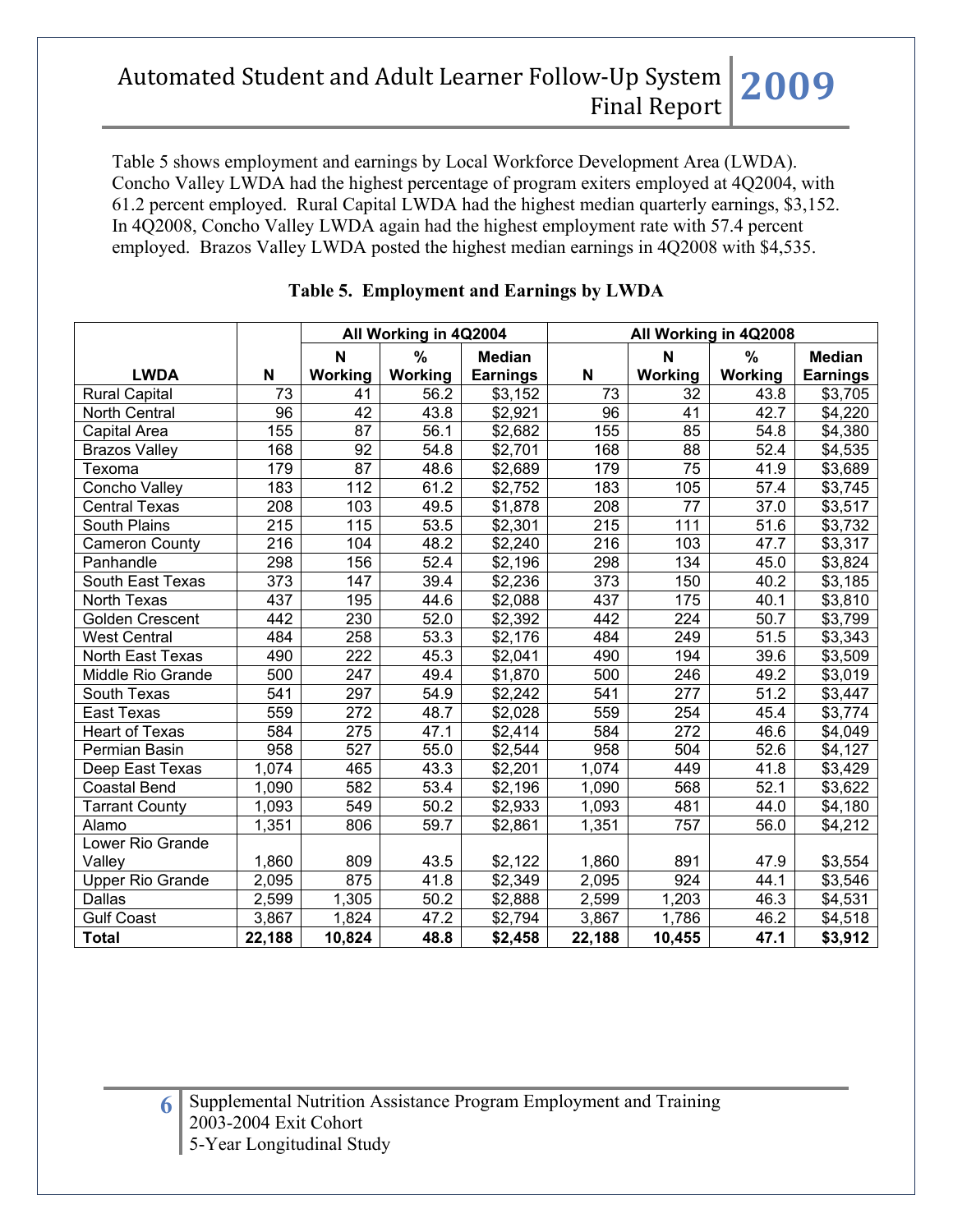Table 5 shows employment and earnings by Local Workforce Development Area (LWDA). Concho Valley LWDA had the highest percentage of program exiters employed at 4Q2004, with 61.2 percent employed. Rural Capital LWDA had the highest median quarterly earnings, $3,152. In 4Q2008, Concho Valley LWDA again had the highest employment rate with 57.4 percent employed. Brazos Valley LWDA posted the highest median earnings in 4Q2008 with $4,535.

**Table 5. Employment and Earnings by LWDA**

| | | All Working in 4Q2004 | | | All Working in 4Q2008 | | | |
|---|---|---|---|---|---|---|---|---|
| **LWDA** | **N** | **N Working** | **% Working** | **Median Earnings** | **N** | **N Working** | **% Working** | **Median Earnings** |
| Rural Capital | 73 | 41 | 56.2 | $3,152 | 73 | 32 | 43.8 | $3,705 |
| North Central | 96 | 42 | 43.8 | $2,921 | 96 | 41 | 42.7 | $4,220 |
| Capital Area | 155 | 87 | 56.1 | $2,682 | 155 | 85 | 54.8 | $4,380 |
| Brazos Valley | 168 | 92 | 54.8 | $2,701 | 168 | 88 | 52.4 | $4,535 |
| Texoma | 179 | 87 | 48.6 | $2,689 | 179 | 75 | 41.9 | $3,689 |
| Concho Valley | 183 | 112 | 61.2 | $2,752 | 183 | 105 | 57.4 | $3,745 |
| Central Texas | 208 | 103 | 49.5 | $1,878 | 208 | 77 | 37.0 | $3,517 |
| South Plains | 215 | 115 | 53.5 | $2,301 | 215 | 111 | 51.6 | $3,732 |
| Cameron County | 216 | 104 | 48.2 | $2,240 | 216 | 103 | 47.7 | $3,317 |
| Panhandle | 298 | 156 | 52.4 | $2,196 | 298 | 134 | 45.0 | $3,824 |
| South East Texas | 373 | 147 | 39.4 | $2,236 | 373 | 150 | 40.2 | $3,185 |
| North Texas | 437 | 195 | 44.6 | $2,088 | 437 | 175 | 40.1 | $3,810 |
| Golden Crescent | 442 | 230 | 52.0 | $2,392 | 442 | 224 | 50.7 | $3,799 |
| West Central | 484 | 258 | 53.3 | $2,176 | 484 | 249 | 51.5 | $3,343 |
| North East Texas | 490 | 222 | 45.3 | $2,041 | 490 | 194 | 39.6 | $3,509 |
| Middle Rio Grande | 500 | 247 | 49.4 | $1,870 | 500 | 246 | 49.2 | $3,019 |
| South Texas | 541 | 297 | 54.9 | $2,242 | 541 | 277 | 51.2 | $3,447 |
| East Texas | 559 | 272 | 48.7 | $2,028 | 559 | 254 | 45.4 | $3,774 |
| Heart of Texas | 584 | 275 | 47.1 | $2,414 | 584 | 272 | 46.6 | $4,049 |
| Permian Basin | 958 | 527 | 55.0 | $2,544 | 958 | 504 | 52.6 | $4,127 |
| Deep East Texas | 1,074 | 465 | 43.3 | $2,201 | 1,074 | 449 | 41.8 | $3,429 |
| Coastal Bend | 1,090 | 582 | 53.4 | $2,196 | 1,090 | 568 | 52.1 | $3,622 |
| Tarrant County | 1,093 | 549 | 50.2 | $2,933 | 1,093 | 481 | 44.0 | $4,180 |
| Alamo | 1,351 | 806 | 59.7 | $2,861 | 1,351 | 757 | 56.0 | $4,212 |
| Lower Rio Grande Valley | 1,860 | 809 | 43.5 | $2,122 | 1,860 | 891 | 47.9 | $3,554 |
| Upper Rio Grande | 2,095 | 875 | 41.8 | $2,349 | 2,095 | 924 | 44.1 | $3,546 |
| Dallas | 2,599 | 1,305 | 50.2 | $2,888 | 2,599 | 1,203 | 46.3 | $4,531 |
| Gulf Coast | 3,867 | 1,824 | 47.2 | $2,794 | 3,867 | 1,786 | 46.2 | $4,518 |
| **Total** | **22,188** | **10,824** | **48.8** | **$2,458** | **22,188** | **10,455** | **47.1** | **$3,912** |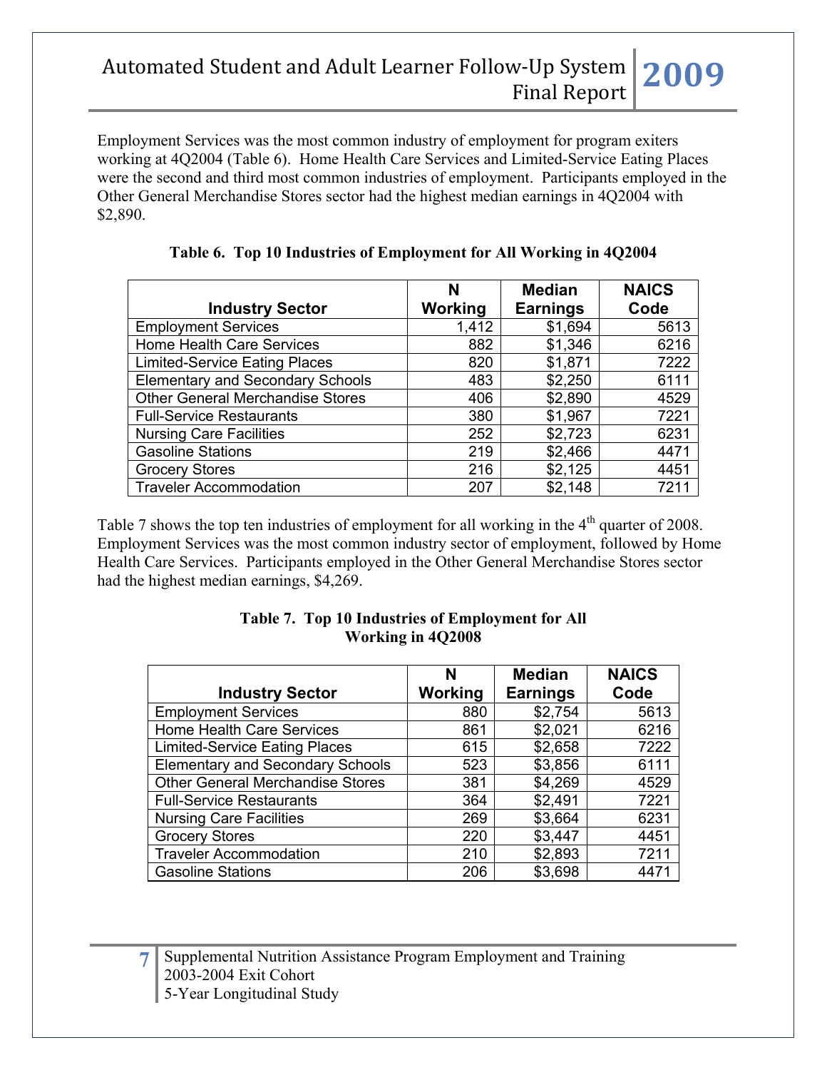Employment Services was the most common industry of employment for program exiters working at 4Q2004 (Table 6). Home Health Care Services and Limited-Service Eating Places were the second and third most common industries of employment. Participants employed in the Other General Merchandise Stores sector had the highest median earnings in 4Q2004 with $2,890.

**Table 6. Top 10 Industries of Employment for All Working in 4Q2004**

| Industry Sector | N Working | Median Earnings | NAICS Code |
|---|---|---|---|
| Employment Services | 1,412 | $1,694 | 5613 |
| Home Health Care Services | 882 | $1,346 | 6216 |
| Limited-Service Eating Places | 820 | $1,871 | 7222 |
| Elementary and Secondary Schools | 483 | $2,250 | 6111 |
| Other General Merchandise Stores | 406 | $2,890 | 4529 |
| Full-Service Restaurants | 380 | $1,967 | 7221 |
| Nursing Care Facilities | 252 | $2,723 | 6231 |
| Gasoline Stations | 219 | $2,466 | 4471 |
| Grocery Stores | 216 | $2,125 | 4451 |
| Traveler Accommodation | 207 | $2,148 | 7211 |

Table 7 shows the top ten industries of employment for all working in the 4th quarter of 2008. Employment Services was the most common industry sector of employment, followed by Home Health Care Services. Participants employed in the Other General Merchandise Stores sector had the highest median earnings, $4,269.

**Table 7. Top 10 Industries of Employment for All Working in 4Q2008**

| Industry Sector | N Working | Median Earnings | NAICS Code |
|---|---|---|---|
| Employment Services | 880 | $2,754 | 5613 |
| Home Health Care Services | 861 | $2,021 | 6216 |
| Limited-Service Eating Places | 615 | $2,658 | 7222 |
| Elementary and Secondary Schools | 523 | $3,856 | 6111 |
| Other General Merchandise Stores | 381 | $4,269 | 4529 |
| Full-Service Restaurants | 364 | $2,491 | 7221 |
| Nursing Care Facilities | 269 | $3,664 | 6231 |
| Grocery Stores | 220 | $3,447 | 4451 |
| Traveler Accommodation | 210 | $2,893 | 7211 |
| Gasoline Stations | 206 | $3,698 | 4471 |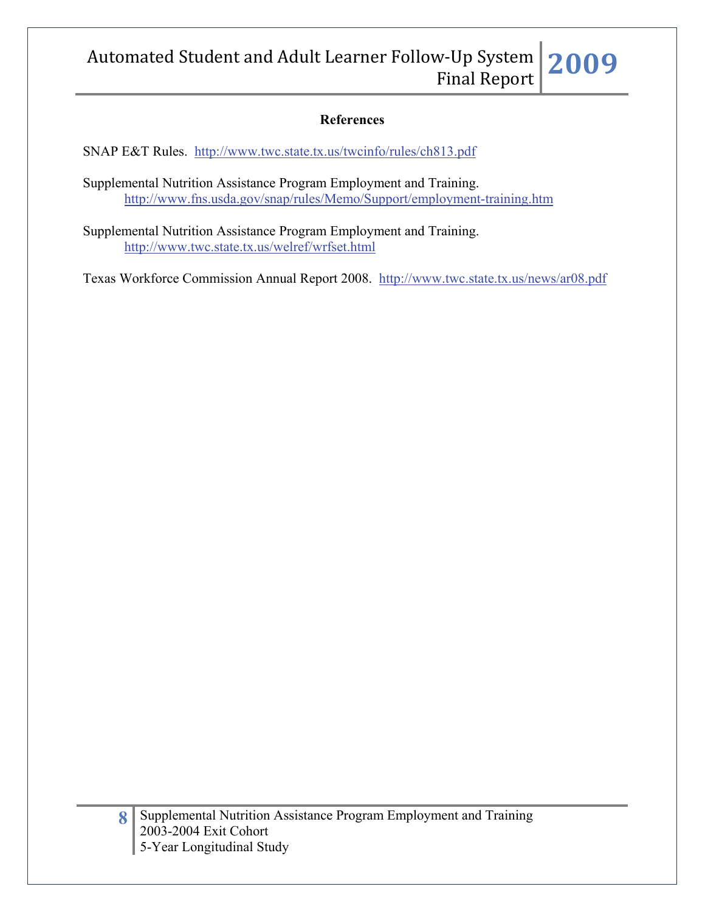## References

SNAP E&T Rules. http://www.twc.state.tx.us/twcinfo/rules/ch813.pdf

Supplemental Nutrition Assistance Program Employment and Training.
    http://www.fns.usda.gov/snap/rules/Memo/Support/employment-training.htm

Supplemental Nutrition Assistance Program Employment and Training.
    http://www.twc.state.tx.us/welref/wrfset.html

Texas Workforce Commission Annual Report 2008. http://www.twc.state.tx.us/news/ar08.pdf